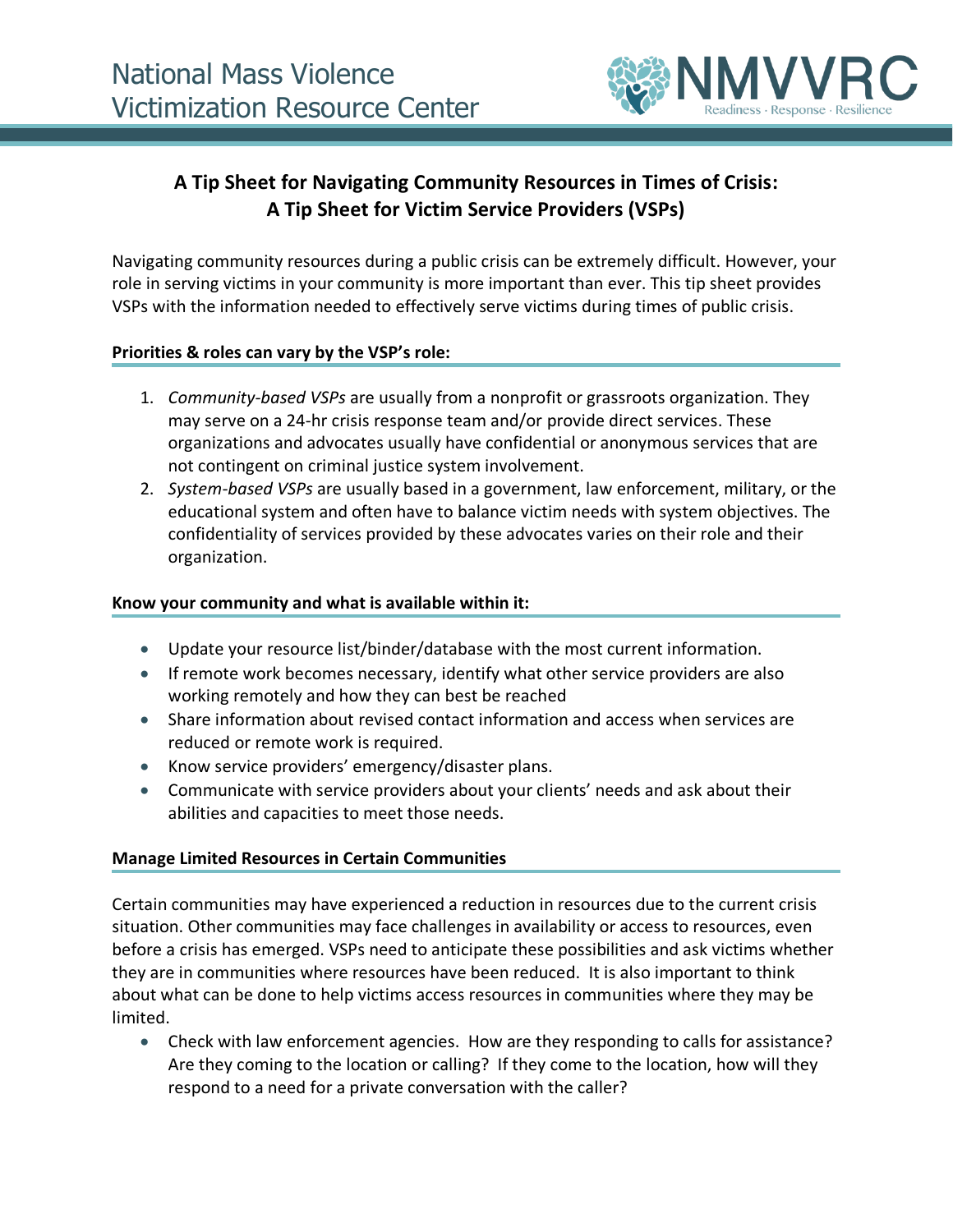National Mass Violence Victimization Resource Center

NMVVRC
Readiness · Response · Resilience

# A Tip Sheet for Navigating Community Resources in Times of Crisis: A Tip Sheet for Victim Service Providers (VSPs)

Navigating community resources during a public crisis can be extremely difficult. However, your role in serving victims in your community is more important than ever. This tip sheet provides VSPs with the information needed to effectively serve victims during times of public crisis.

**Priorities & roles can vary by the VSP's role:**

1. *Community-based VSPs* are usually from a nonprofit or grassroots organization. They may serve on a 24-hr crisis response team and/or provide direct services. These organizations and advocates usually have confidential or anonymous services that are not contingent on criminal justice system involvement.
2. *System-based VSPs* are usually based in a government, law enforcement, military, or the educational system and often have to balance victim needs with system objectives. The confidentiality of services provided by these advocates varies on their role and their organization.

**Know your community and what is available within it:**

- Update your resource list/binder/database with the most current information.
- If remote work becomes necessary, identify what other service providers are also working remotely and how they can best be reached
- Share information about revised contact information and access when services are reduced or remote work is required.
- Know service providers' emergency/disaster plans.
- Communicate with service providers about your clients' needs and ask about their abilities and capacities to meet those needs.

**Manage Limited Resources in Certain Communities**

Certain communities may have experienced a reduction in resources due to the current crisis situation. Other communities may face challenges in availability or access to resources, even before a crisis has emerged. VSPs need to anticipate these possibilities and ask victims whether they are in communities where resources have been reduced. It is also important to think about what can be done to help victims access resources in communities where they may be limited.

- Check with law enforcement agencies. How are they responding to calls for assistance? Are they coming to the location or calling? If they come to the location, how will they respond to a need for a private conversation with the caller?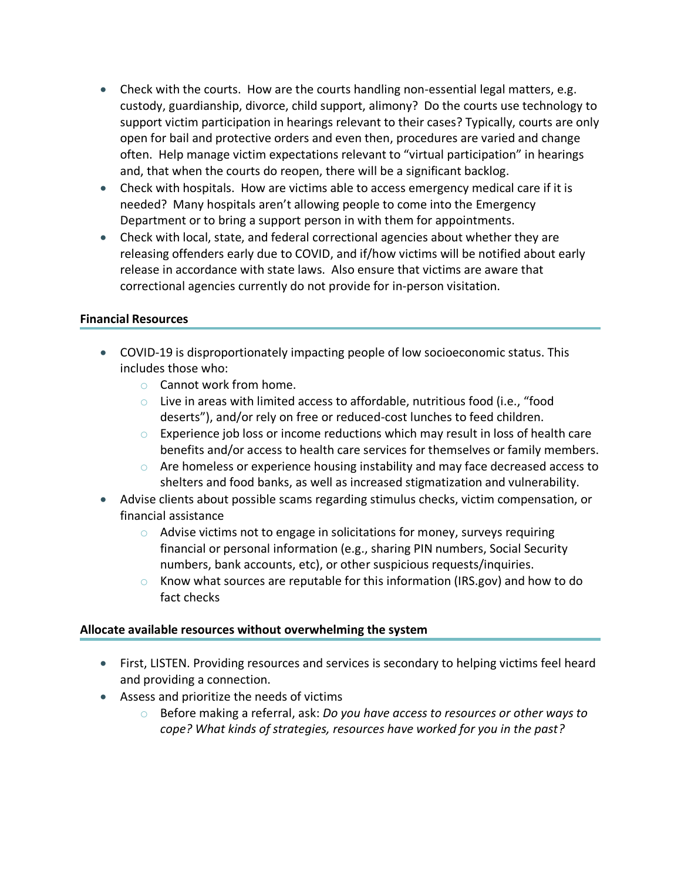- Check with the courts. How are the courts handling non-essential legal matters, e.g. custody, guardianship, divorce, child support, alimony? Do the courts use technology to support victim participation in hearings relevant to their cases? Typically, courts are only open for bail and protective orders and even then, procedures are varied and change often. Help manage victim expectations relevant to "virtual participation" in hearings and, that when the courts do reopen, there will be a significant backlog.
- Check with hospitals. How are victims able to access emergency medical care if it is needed? Many hospitals aren't allowing people to come into the Emergency Department or to bring a support person in with them for appointments.
- Check with local, state, and federal correctional agencies about whether they are releasing offenders early due to COVID, and if/how victims will be notified about early release in accordance with state laws. Also ensure that victims are aware that correctional agencies currently do not provide for in-person visitation.

**Financial Resources**

- COVID-19 is disproportionately impacting people of low socioeconomic status. This includes those who:
  - Cannot work from home.
  - Live in areas with limited access to affordable, nutritious food (i.e., "food deserts"), and/or rely on free or reduced-cost lunches to feed children.
  - Experience job loss or income reductions which may result in loss of health care benefits and/or access to health care services for themselves or family members.
  - Are homeless or experience housing instability and may face decreased access to shelters and food banks, as well as increased stigmatization and vulnerability.
- Advise clients about possible scams regarding stimulus checks, victim compensation, or financial assistance
  - Advise victims not to engage in solicitations for money, surveys requiring financial or personal information (e.g., sharing PIN numbers, Social Security numbers, bank accounts, etc), or other suspicious requests/inquiries.
  - Know what sources are reputable for this information (IRS.gov) and how to do fact checks

**Allocate available resources without overwhelming the system**

- First, LISTEN. Providing resources and services is secondary to helping victims feel heard and providing a connection.
- Assess and prioritize the needs of victims
  - Before making a referral, ask: *Do you have access to resources or other ways to cope? What kinds of strategies, resources have worked for you in the past?*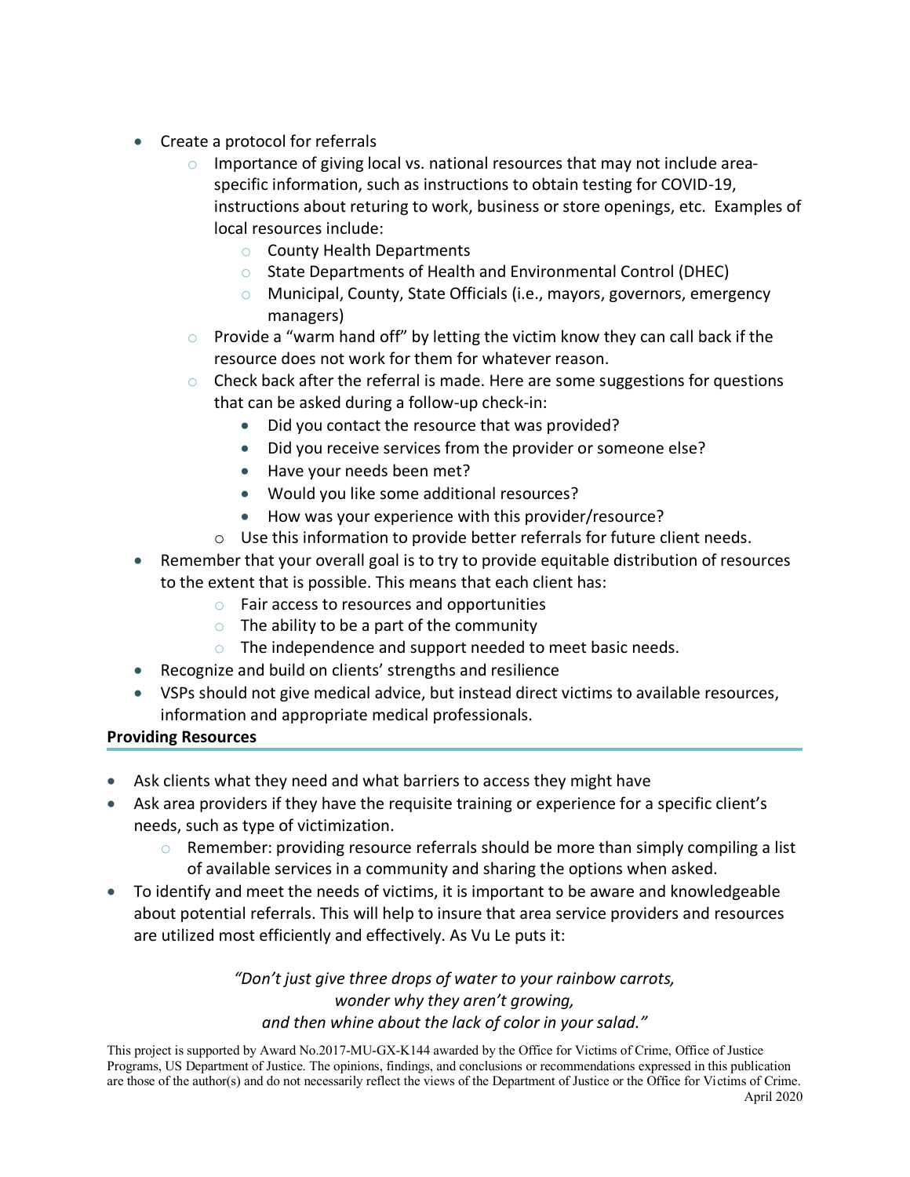- Create a protocol for referrals
    - Importance of giving local vs. national resources that may not include area-specific information, such as instructions to obtain testing for COVID-19, instructions about returing to work, business or store openings, etc. Examples of local resources include:
        - County Health Departments
        - State Departments of Health and Environmental Control (DHEC)
        - Municipal, County, State Officials (i.e., mayors, governors, emergency managers)
    - Provide a "warm hand off" by letting the victim know they can call back if the resource does not work for them for whatever reason.
    - Check back after the referral is made. Here are some suggestions for questions that can be asked during a follow-up check-in:
        - Did you contact the resource that was provided?
        - Did you receive services from the provider or someone else?
        - Have your needs been met?
        - Would you like some additional resources?
        - How was your experience with this provider/resource?
    - Use this information to provide better referrals for future client needs.
- Remember that your overall goal is to try to provide equitable distribution of resources to the extent that is possible. This means that each client has:
    - Fair access to resources and opportunities
    - The ability to be a part of the community
    - The independence and support needed to meet basic needs.
- Recognize and build on clients' strengths and resilience
- VSPs should not give medical advice, but instead direct victims to available resources, information and appropriate medical professionals.

**Providing Resources**

- Ask clients what they need and what barriers to access they might have
- Ask area providers if they have the requisite training or experience for a specific client's needs, such as type of victimization.
    - Remember: providing resource referrals should be more than simply compiling a list of available services in a community and sharing the options when asked.
- To identify and meet the needs of victims, it is important to be aware and knowledgeable about potential referrals. This will help to insure that area service providers and resources are utilized most efficiently and effectively. As Vu Le puts it:

*"Don't just give three drops of water to your rainbow carrots,*
*wonder why they aren't growing,*
*and then whine about the lack of color in your salad."*

This project is supported by Award No.2017-MU-GX-K144 awarded by the Office for Victims of Crime, Office of Justice Programs, US Department of Justice. The opinions, findings, and conclusions or recommendations expressed in this publication are those of the author(s) and do not necessarily reflect the views of the Department of Justice or the Office for Victims of Crime.

April 2020